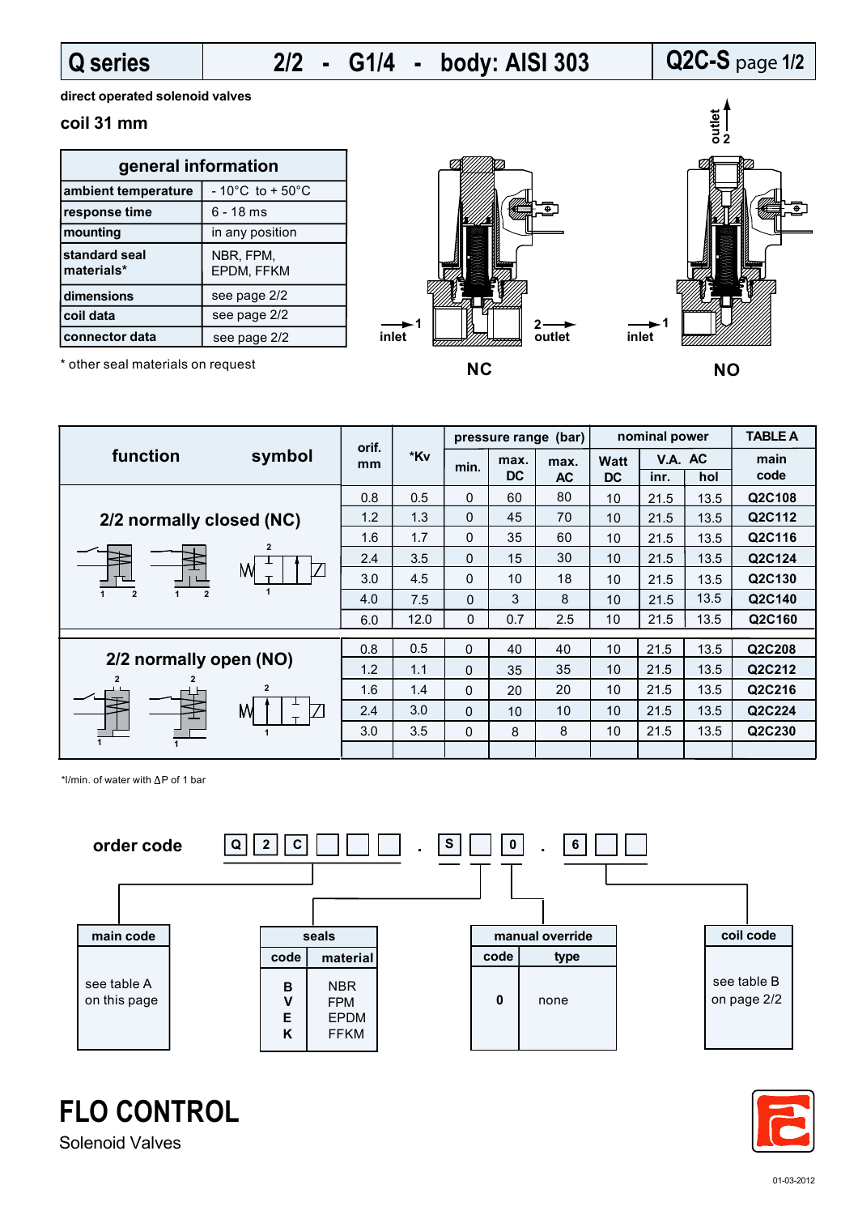# Q series | 2/2 - G1/4 - body: AISI 303 | Q2C-S page 1/2

**direct operated solenoid valves**

## coil 31 mm

| general information | |
|---|---|
| ambient temperature | - 10°C to + 50°C |
| response time | 6 - 18 ms |
| mounting | in any position |
| standard seal materials* | NBR, FPM, EPDM, FFKM |
| dimensions | see page 2/2 |
| coil data | see page 2/2 |
| connector data | see page 2/2 |

\* other seal materials on request

inlet 1 → 2 outlet

NC

outlet 2

inlet 1

NO

| function / symbol | orif. mm | *Kv | pressure range (bar) | | | nominal power | | | TABLE A |
|---|---|---|---|---|---|---|---|---|---|
| | | | min. | max. DC | max. AC | Watt DC | V.A. AC inr. | V.A. AC hol | main code |
| **2/2 normally closed (NC)** | 0.8 | 0.5 | 0 | 60 | 80 | 10 | 21.5 | 13.5 | Q2C108 |
| | 1.2 | 1.3 | 0 | 45 | 70 | 10 | 21.5 | 13.5 | Q2C112 |
| | 1.6 | 1.7 | 0 | 35 | 60 | 10 | 21.5 | 13.5 | Q2C116 |
| | 2.4 | 3.5 | 0 | 15 | 30 | 10 | 21.5 | 13.5 | Q2C124 |
| | 3.0 | 4.5 | 0 | 10 | 18 | 10 | 21.5 | 13.5 | Q2C130 |
| | 4.0 | 7.5 | 0 | 3 | 8 | 10 | 21.5 | 13.5 | Q2C140 |
| | 6.0 | 12.0 | 0 | 0.7 | 2.5 | 10 | 21.5 | 13.5 | Q2C160 |
| **2/2 normally open (NO)** | 0.8 | 0.5 | 0 | 40 | 40 | 10 | 21.5 | 13.5 | Q2C208 |
| | 1.2 | 1.1 | 0 | 35 | 35 | 10 | 21.5 | 13.5 | Q2C212 |
| | 1.6 | 1.4 | 0 | 20 | 20 | 10 | 21.5 | 13.5 | Q2C216 |
| | 2.4 | 3.0 | 0 | 10 | 10 | 10 | 21.5 | 13.5 | Q2C224 |
| | 3.0 | 3.5 | 0 | 8 | 8 | 10 | 21.5 | 13.5 | Q2C230 |

*l/min. of water with $\Delta P$ of 1 bar

## order code

Q 2 C _ _ _ . S _ 0 . 6 _ _

**main code**

see table A on this page

**seals**

| code | material |
|---|---|
| B | NBR |
| V | FPM |
| E | EPDM |
| K | FFKM |

**manual override**

| code | type |
|---|---|
| 0 | none |

**coil code**

see table B on page 2/2

**FLO CONTROL**

Solenoid Valves

01-03-2012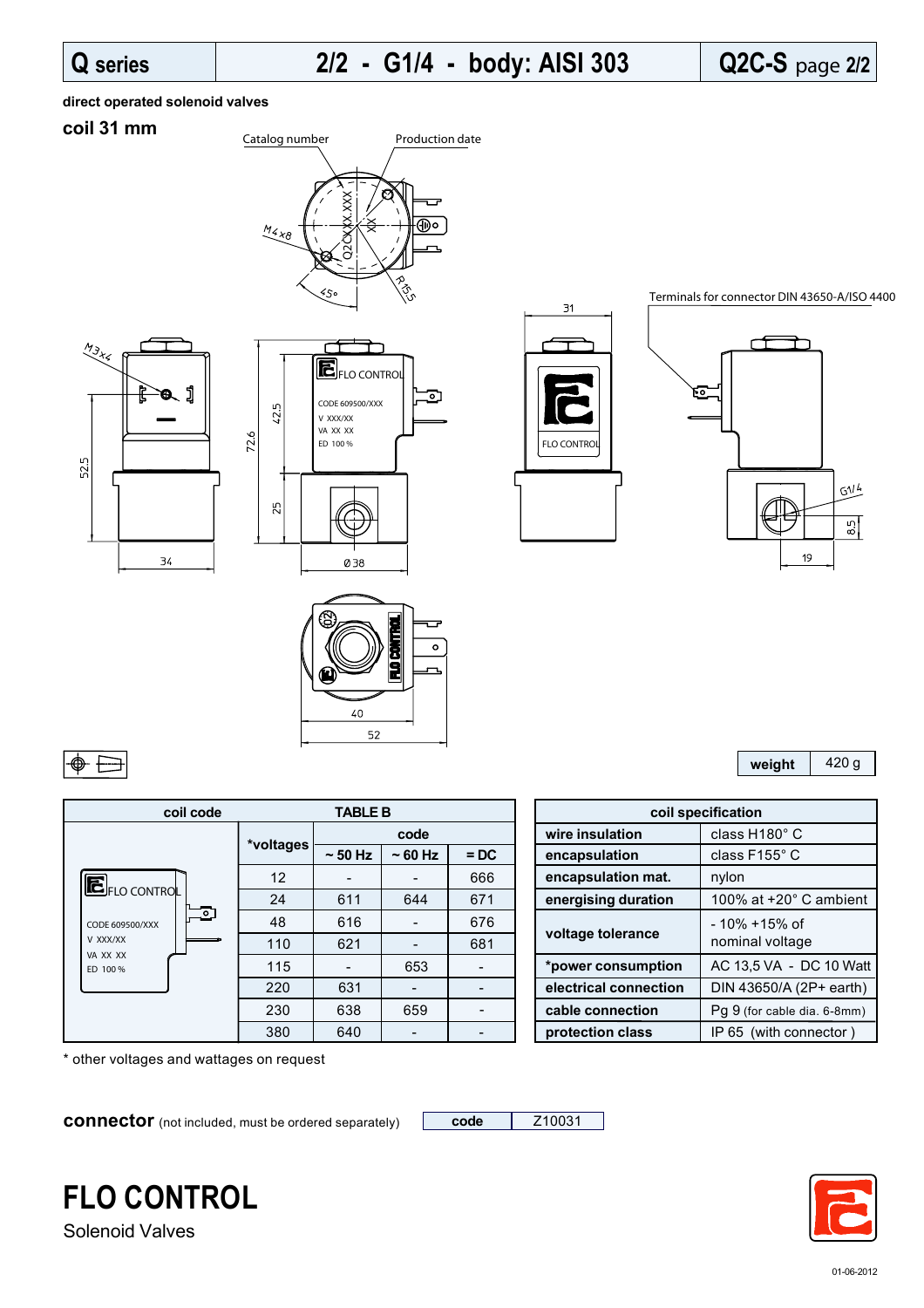# Q series | 2/2 - G1/4 - body: AISI 303 | Q2C-S

**direct operated solenoid valves**

## coil 31 mm

Catalog number

Production date

M4x8

45°

R15.5

Q2CXX.XXX

XX

Terminals for connector DIN 43650-A/ISO 4400

M3x4

52.5

34

72.6

42.5

25

Ø38

31

FLO CONTROL

CODE 609500/XXX
V XXX/XX
VA XX XX
ED 100 %

G1/4

8.5

19

40

52

| weight | 420 g |
|---|---|

| coil code | TABLE B | | | |
|---|---|---|---|---|
| | *voltages | code | | |
| | | ~ 50 Hz | ~ 60 Hz | = DC |
| FLO CONTROL CODE 609500/XXX V XXX/XX VA XX XX ED 100 % | 12 | - | - | 666 |
| | 24 | 611 | 644 | 671 |
| | 48 | 616 | - | 676 |
| | 110 | 621 | - | 681 |
| | 115 | - | 653 | - |
| | 220 | 631 | - | - |
| | 230 | 638 | 659 | - |
| | 380 | 640 | - | - |

\* other voltages and wattages on request

| coil specification | |
|---|---|
| wire insulation | class H180° C |
| encapsulation | class F155° C |
| encapsulation mat. | nylon |
| energising duration | 100% at +20° C ambient |
| voltage tolerance | - 10% +15% of nominal voltage |
| *power consumption | AC 13,5 VA - DC 10 Watt |
| electrical connection | DIN 43650/A (2P+ earth) |
| cable connection | Pg 9 (for cable dia. 6-8mm) |
| protection class | IP 65 (with connector ) |

**connector** (not included, must be ordered separately)

| code | Z10031 |
|---|---|

**FLO CONTROL**

Solenoid Valves

01-06-2012